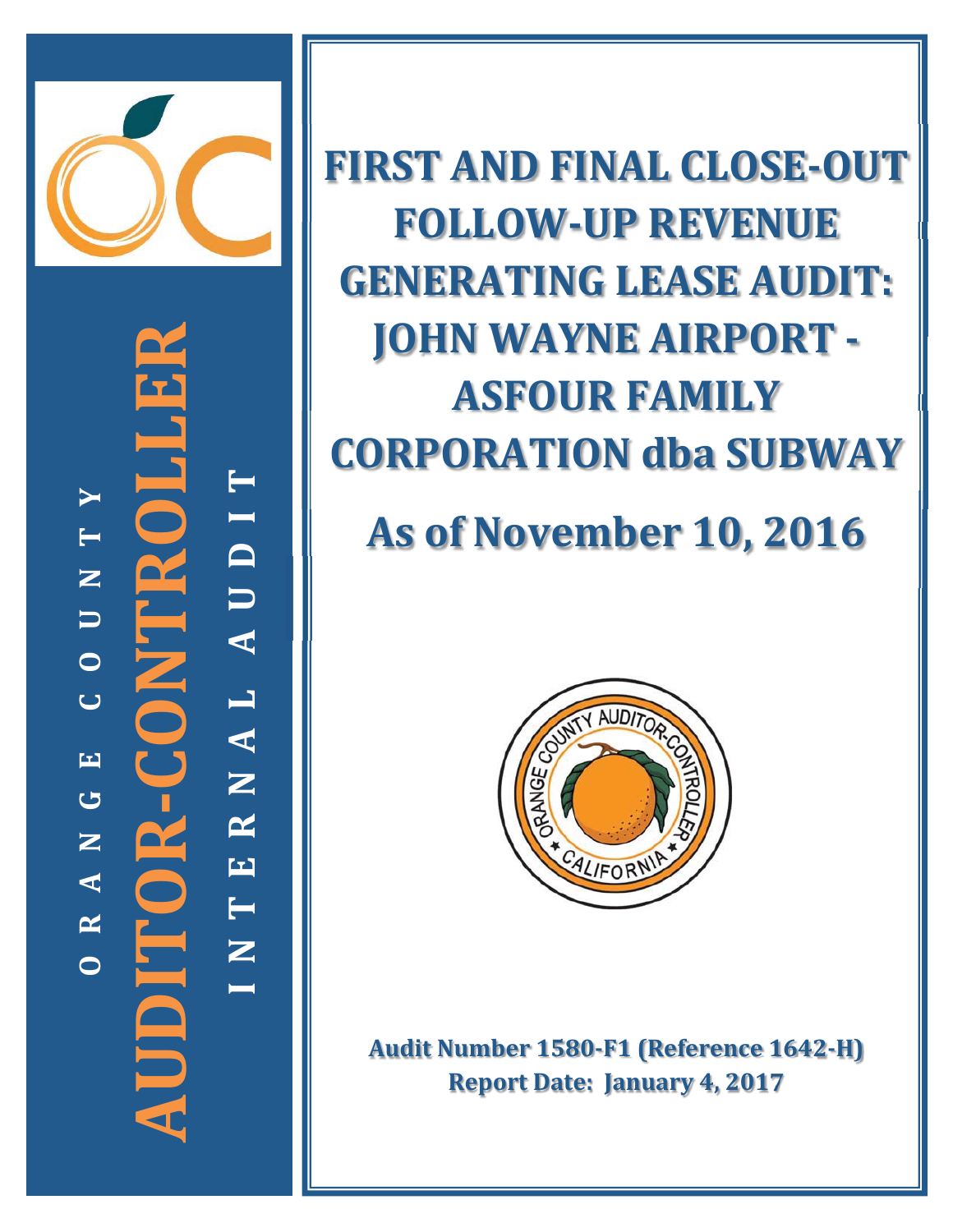ORANGE COUNTY

AUDITOR-CONTROLLER

INTERNAL AUDIT

# FIRST AND FINAL CLOSE-OUT FOLLOW-UP REVENUE GENERATING LEASE AUDIT: JOHN WAYNE AIRPORT - ASFOUR FAMILY CORPORATION dba SUBWAY

## As of November 10, 2016

**Audit Number 1580-F1 (Reference 1642-H)**
**Report Date: January 4, 2017**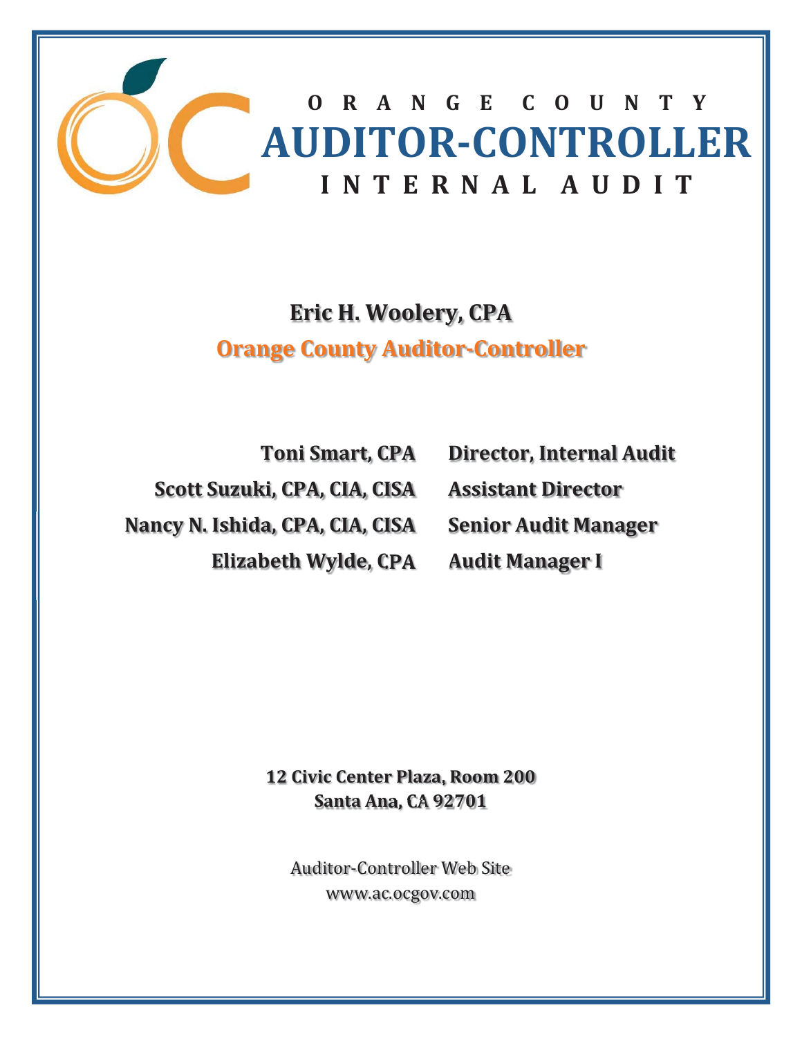# ORANGE COUNTY
# AUDITOR-CONTROLLER
## INTERNAL AUDIT

**Eric H. Woolery, CPA**

**Orange County Auditor-Controller**

| | |
|---|---|
| **Toni Smart, CPA** | **Director, Internal Audit** |
| **Scott Suzuki, CPA, CIA, CISA** | **Assistant Director** |
| **Nancy N. Ishida, CPA, CIA, CISA** | **Senior Audit Manager** |
| **Elizabeth Wylde, CPA** | **Audit Manager I** |

**12 Civic Center Plaza, Room 200**
**Santa Ana, CA 92701**

Auditor-Controller Web Site
www.ac.ocgov.com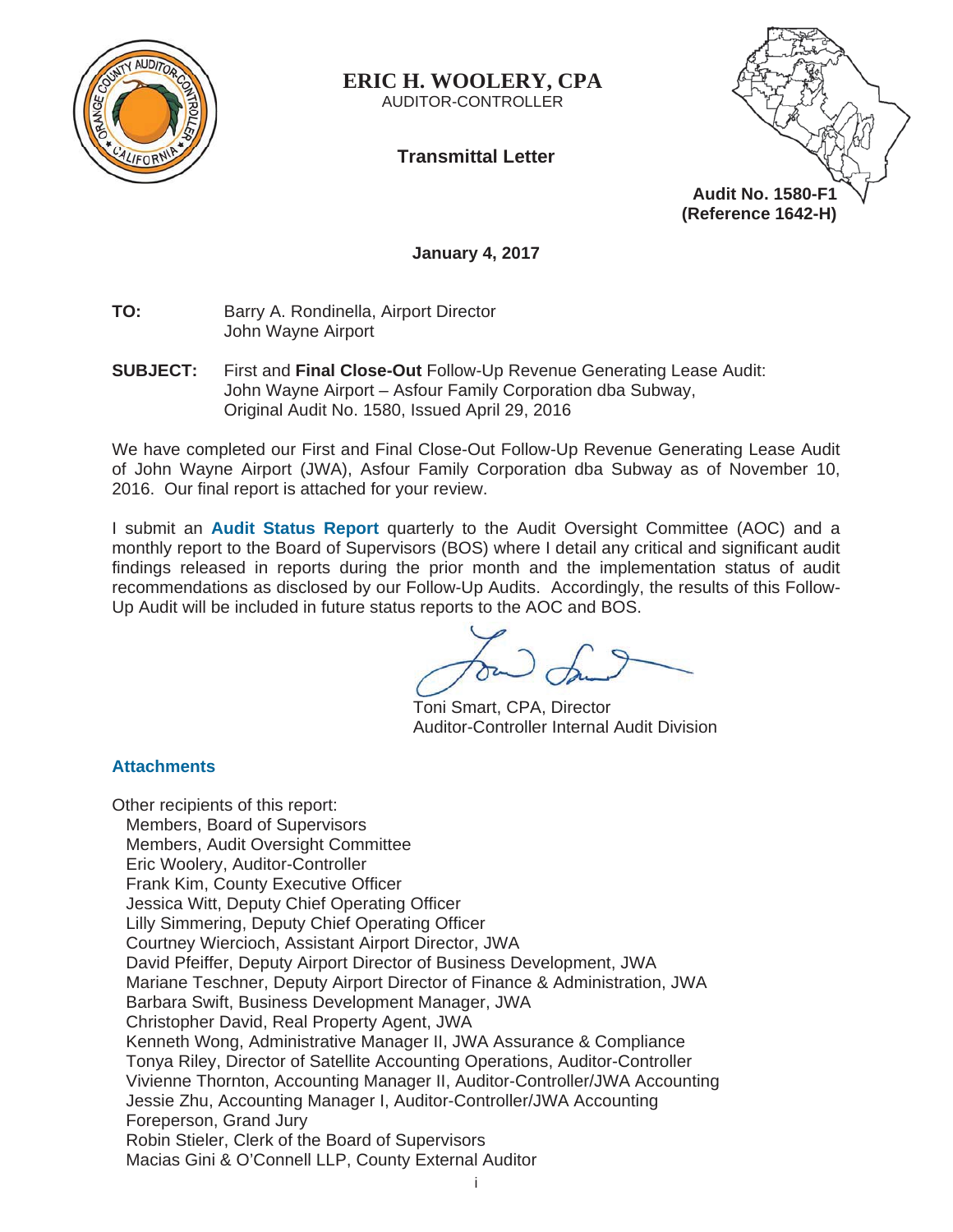**ERIC H. WOOLERY, CPA**
AUDITOR-CONTROLLER

**Transmittal Letter**

**Audit No. 1580-F1**
**(Reference 1642-H)**

**January 4, 2017**

**TO:** Barry A. Rondinella, Airport Director
John Wayne Airport

**SUBJECT:** First and **Final Close-Out** Follow-Up Revenue Generating Lease Audit:
John Wayne Airport – Asfour Family Corporation dba Subway,
Original Audit No. 1580, Issued April 29, 2016

We have completed our First and Final Close-Out Follow-Up Revenue Generating Lease Audit of John Wayne Airport (JWA), Asfour Family Corporation dba Subway as of November 10, 2016. Our final report is attached for your review.

I submit an **Audit Status Report** quarterly to the Audit Oversight Committee (AOC) and a monthly report to the Board of Supervisors (BOS) where I detail any critical and significant audit findings released in reports during the prior month and the implementation status of audit recommendations as disclosed by our Follow-Up Audits. Accordingly, the results of this Follow-Up Audit will be included in future status reports to the AOC and BOS.

Toni Smart, CPA, Director
Auditor-Controller Internal Audit Division

**Attachments**

Other recipients of this report:
- Members, Board of Supervisors
- Members, Audit Oversight Committee
- Eric Woolery, Auditor-Controller
- Frank Kim, County Executive Officer
- Jessica Witt, Deputy Chief Operating Officer
- Lilly Simmering, Deputy Chief Operating Officer
- Courtney Wiercioch, Assistant Airport Director, JWA
- David Pfeiffer, Deputy Airport Director of Business Development, JWA
- Mariane Teschner, Deputy Airport Director of Finance & Administration, JWA
- Barbara Swift, Business Development Manager, JWA
- Christopher David, Real Property Agent, JWA
- Kenneth Wong, Administrative Manager II, JWA Assurance & Compliance
- Tonya Riley, Director of Satellite Accounting Operations, Auditor-Controller
- Vivienne Thornton, Accounting Manager II, Auditor-Controller/JWA Accounting
- Jessie Zhu, Accounting Manager I, Auditor-Controller/JWA Accounting
- Foreperson, Grand Jury
- Robin Stieler, Clerk of the Board of Supervisors
- Macias Gini & O'Connell LLP, County External Auditor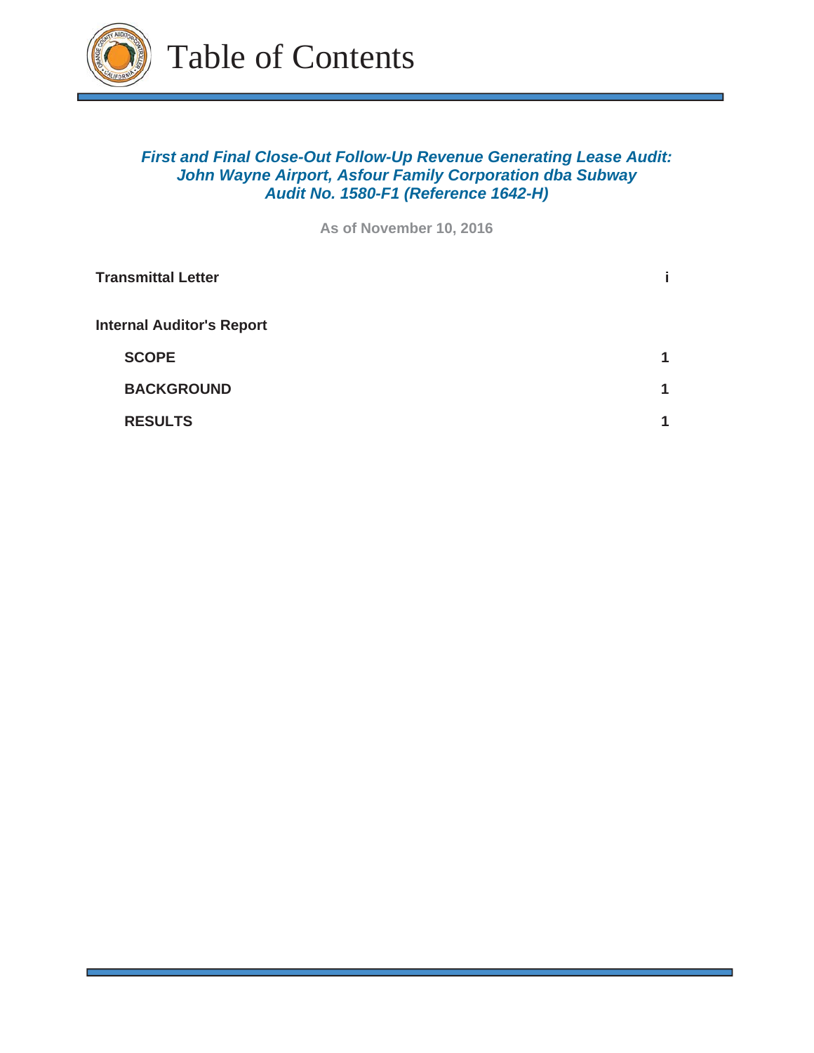# Table of Contents

***First and Final Close-Out Follow-Up Revenue Generating Lease Audit: John Wayne Airport, Asfour Family Corporation dba Subway Audit No. 1580-F1 (Reference 1642-H)***

**As of November 10, 2016**

| | |
|---|---|
| **Transmittal Letter** | **i** |
| **Internal Auditor's Report** | |
| **SCOPE** | **1** |
| **BACKGROUND** | **1** |
| **RESULTS** | **1** |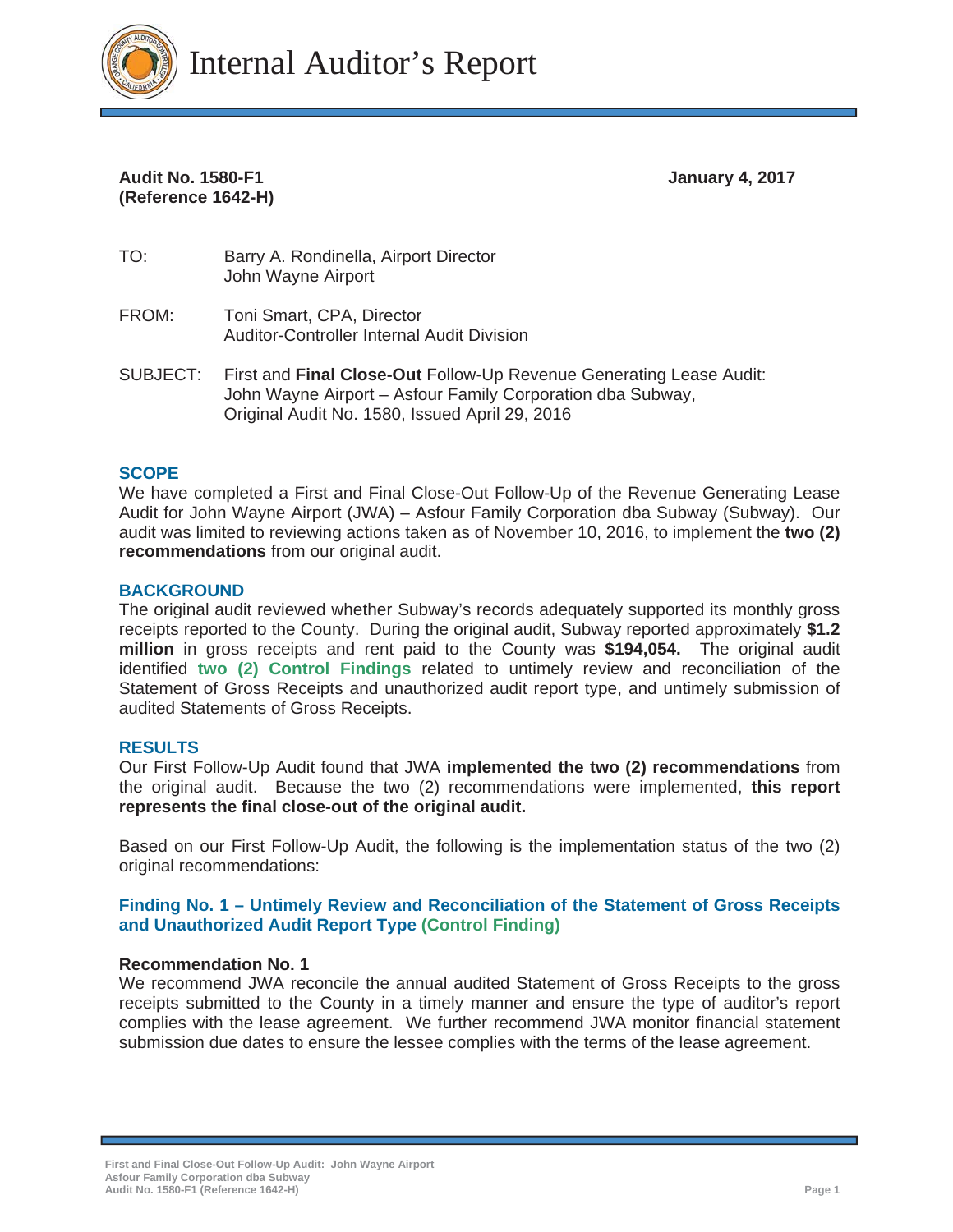# Internal Auditor's Report

**Audit No. 1580-F1** **January 4, 2017**
**(Reference 1642-H)**

TO: Barry A. Rondinella, Airport Director
John Wayne Airport

FROM: Toni Smart, CPA, Director
Auditor-Controller Internal Audit Division

SUBJECT: First and **Final Close-Out** Follow-Up Revenue Generating Lease Audit: John Wayne Airport – Asfour Family Corporation dba Subway, Original Audit No. 1580, Issued April 29, 2016

## SCOPE

We have completed a First and Final Close-Out Follow-Up of the Revenue Generating Lease Audit for John Wayne Airport (JWA) – Asfour Family Corporation dba Subway (Subway). Our audit was limited to reviewing actions taken as of November 10, 2016, to implement the **two (2) recommendations** from our original audit.

## BACKGROUND

The original audit reviewed whether Subway's records adequately supported its monthly gross receipts reported to the County. During the original audit, Subway reported approximately **$1.2 million** in gross receipts and rent paid to the County was **$194,054.** The original audit identified **two (2) Control Findings** related to untimely review and reconciliation of the Statement of Gross Receipts and unauthorized audit report type, and untimely submission of audited Statements of Gross Receipts.

## RESULTS

Our First Follow-Up Audit found that JWA **implemented the two (2) recommendations** from the original audit. Because the two (2) recommendations were implemented, **this report represents the final close-out of the original audit.**

Based on our First Follow-Up Audit, the following is the implementation status of the two (2) original recommendations:

### Finding No. 1 – Untimely Review and Reconciliation of the Statement of Gross Receipts and Unauthorized Audit Report Type (Control Finding)

**Recommendation No. 1**
We recommend JWA reconcile the annual audited Statement of Gross Receipts to the gross receipts submitted to the County in a timely manner and ensure the type of auditor's report complies with the lease agreement. We further recommend JWA monitor financial statement submission due dates to ensure the lessee complies with the terms of the lease agreement.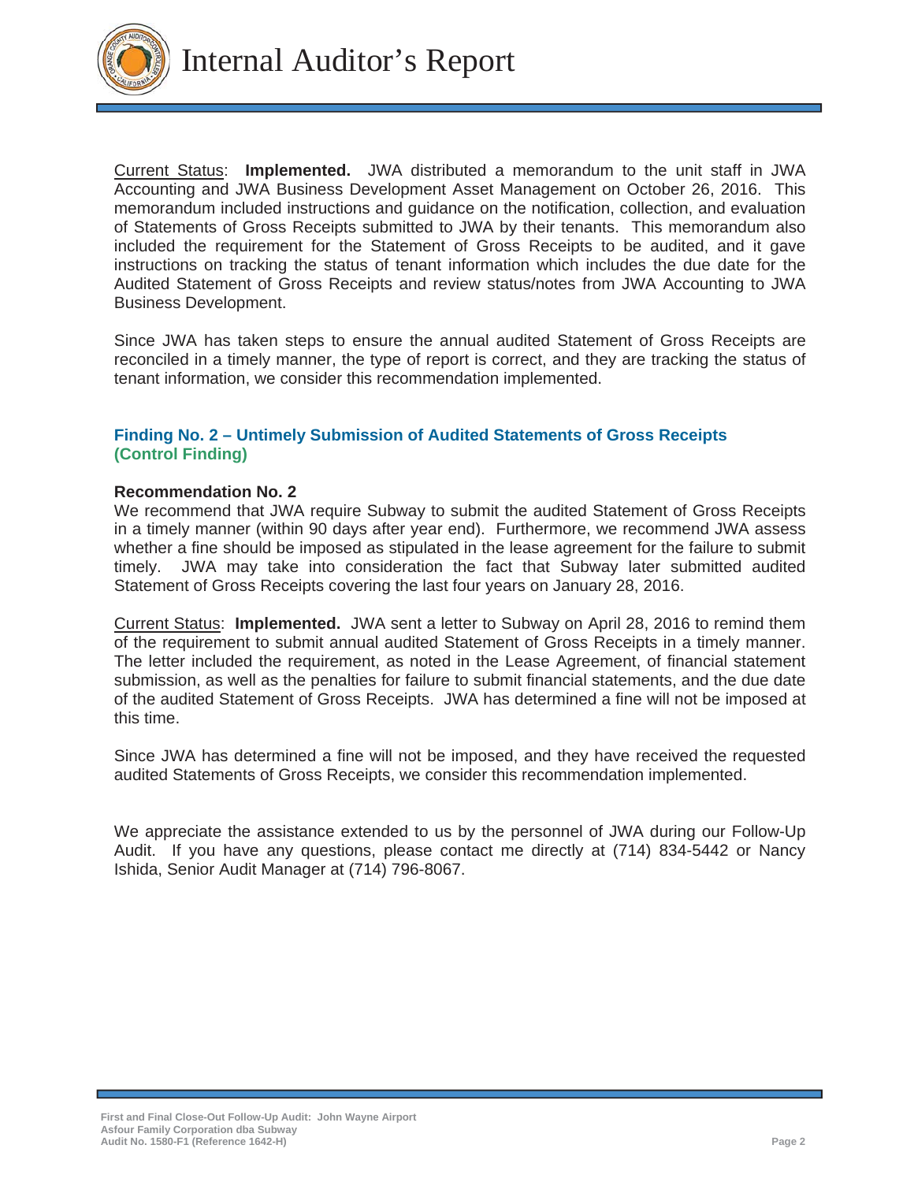Current Status: **Implemented.** JWA distributed a memorandum to the unit staff in JWA Accounting and JWA Business Development Asset Management on October 26, 2016. This memorandum included instructions and guidance on the notification, collection, and evaluation of Statements of Gross Receipts submitted to JWA by their tenants. This memorandum also included the requirement for the Statement of Gross Receipts to be audited, and it gave instructions on tracking the status of tenant information which includes the due date for the Audited Statement of Gross Receipts and review status/notes from JWA Accounting to JWA Business Development.

Since JWA has taken steps to ensure the annual audited Statement of Gross Receipts are reconciled in a timely manner, the type of report is correct, and they are tracking the status of tenant information, we consider this recommendation implemented.

### Finding No. 2 – Untimely Submission of Audited Statements of Gross Receipts (Control Finding)

**Recommendation No. 2**
We recommend that JWA require Subway to submit the audited Statement of Gross Receipts in a timely manner (within 90 days after year end). Furthermore, we recommend JWA assess whether a fine should be imposed as stipulated in the lease agreement for the failure to submit timely. JWA may take into consideration the fact that Subway later submitted audited Statement of Gross Receipts covering the last four years on January 28, 2016.

Current Status: **Implemented.** JWA sent a letter to Subway on April 28, 2016 to remind them of the requirement to submit annual audited Statement of Gross Receipts in a timely manner. The letter included the requirement, as noted in the Lease Agreement, of financial statement submission, as well as the penalties for failure to submit financial statements, and the due date of the audited Statement of Gross Receipts. JWA has determined a fine will not be imposed at this time.

Since JWA has determined a fine will not be imposed, and they have received the requested audited Statements of Gross Receipts, we consider this recommendation implemented.

We appreciate the assistance extended to us by the personnel of JWA during our Follow-Up Audit. If you have any questions, please contact me directly at (714) 834-5442 or Nancy Ishida, Senior Audit Manager at (714) 796-8067.